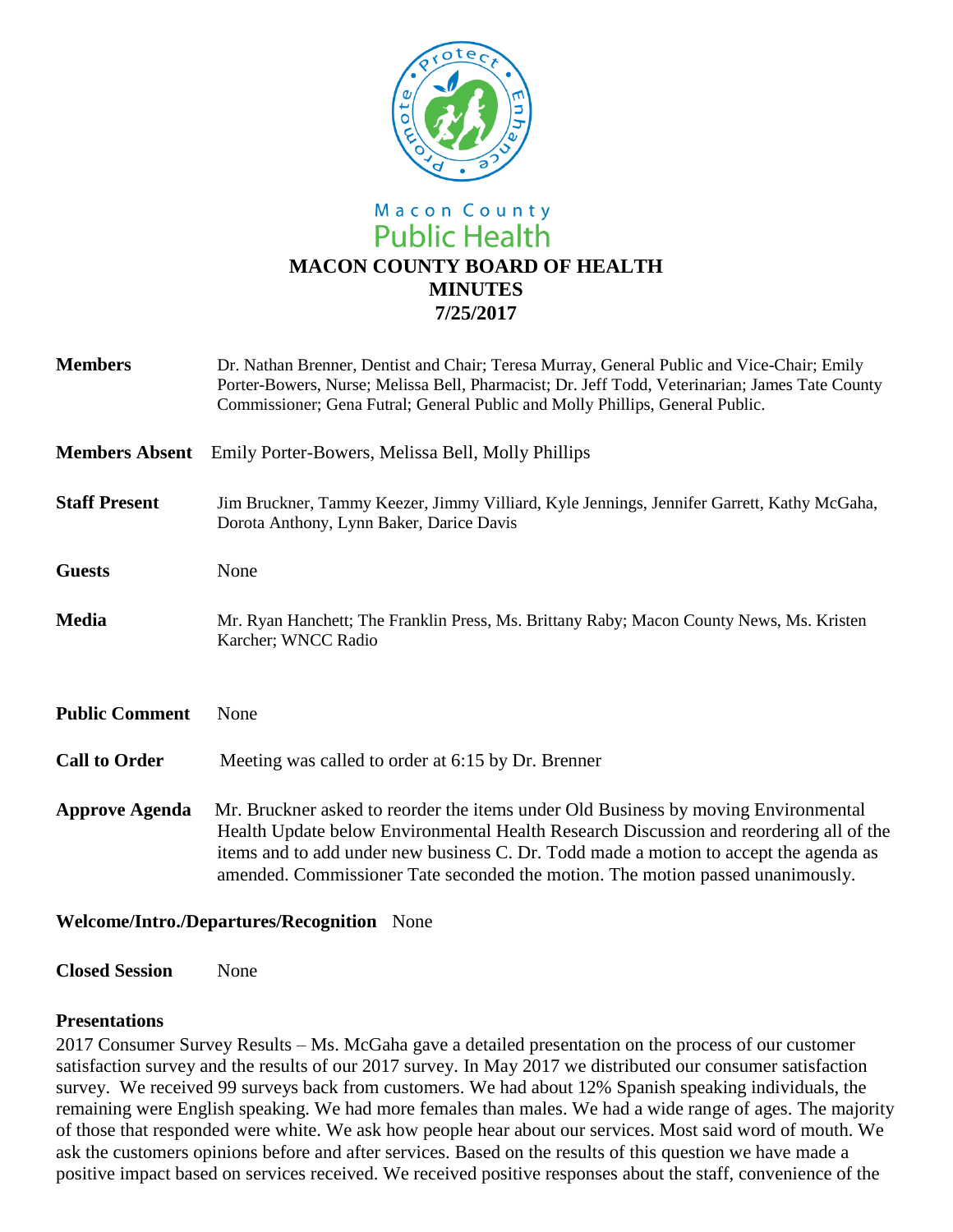Macon County
Public Health

# MACON COUNTY BOARD OF HEALTH
## MINUTES
## 7/25/2017

**Members** Dr. Nathan Brenner, Dentist and Chair; Teresa Murray, General Public and Vice-Chair; Emily Porter-Bowers, Nurse; Melissa Bell, Pharmacist; Dr. Jeff Todd, Veterinarian; James Tate County Commissioner; Gena Futral; General Public and Molly Phillips, General Public.

**Members Absent** Emily Porter-Bowers, Melissa Bell, Molly Phillips

**Staff Present** Jim Bruckner, Tammy Keezer, Jimmy Villiard, Kyle Jennings, Jennifer Garrett, Kathy McGaha, Dorota Anthony, Lynn Baker, Darice Davis

**Guests** None

**Media** Mr. Ryan Hanchett; The Franklin Press, Ms. Brittany Raby; Macon County News, Ms. Kristen Karcher; WNCC Radio

**Public Comment** None

**Call to Order** Meeting was called to order at 6:15 by Dr. Brenner

**Approve Agenda** Mr. Bruckner asked to reorder the items under Old Business by moving Environmental Health Update below Environmental Health Research Discussion and reordering all of the items and to add under new business C. Dr. Todd made a motion to accept the agenda as amended. Commissioner Tate seconded the motion. The motion passed unanimously.

**Welcome/Intro./Departures/Recognition** None

**Closed Session** None

**Presentations**

2017 Consumer Survey Results – Ms. McGaha gave a detailed presentation on the process of our customer satisfaction survey and the results of our 2017 survey. In May 2017 we distributed our consumer satisfaction survey. We received 99 surveys back from customers. We had about 12% Spanish speaking individuals, the remaining were English speaking. We had more females than males. We had a wide range of ages. The majority of those that responded were white. We ask how people hear about our services. Most said word of mouth. We ask the customers opinions before and after services. Based on the results of this question we have made a positive impact based on services received. We received positive responses about the staff, convenience of the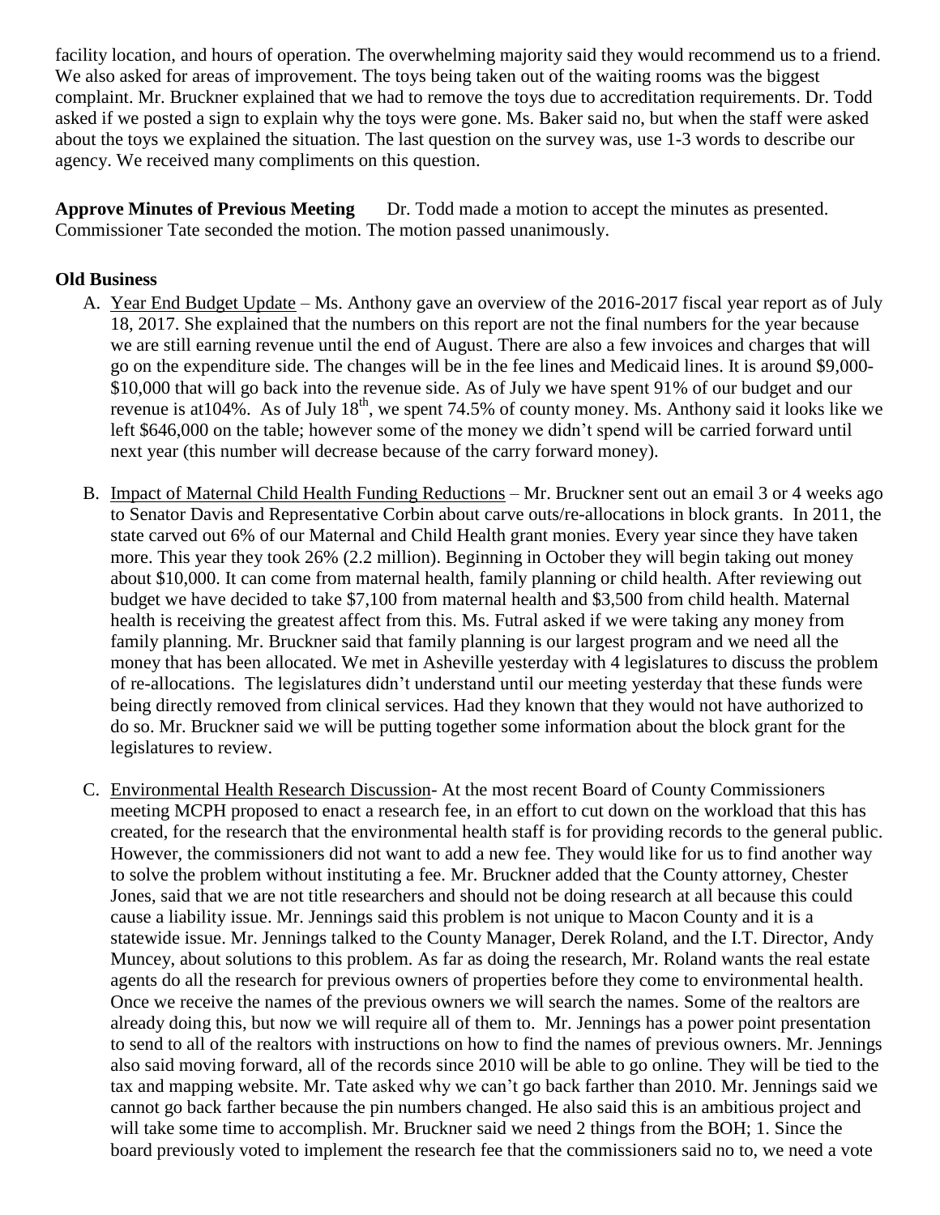facility location, and hours of operation. The overwhelming majority said they would recommend us to a friend. We also asked for areas of improvement. The toys being taken out of the waiting rooms was the biggest complaint. Mr. Bruckner explained that we had to remove the toys due to accreditation requirements. Dr. Todd asked if we posted a sign to explain why the toys were gone. Ms. Baker said no, but when the staff were asked about the toys we explained the situation. The last question on the survey was, use 1-3 words to describe our agency. We received many compliments on this question.

**Approve Minutes of Previous Meeting** Dr. Todd made a motion to accept the minutes as presented. Commissioner Tate seconded the motion. The motion passed unanimously.

**Old Business**

A. Year End Budget Update – Ms. Anthony gave an overview of the 2016-2017 fiscal year report as of July 18, 2017. She explained that the numbers on this report are not the final numbers for the year because we are still earning revenue until the end of August. There are also a few invoices and charges that will go on the expenditure side. The changes will be in the fee lines and Medicaid lines. It is around \$9,000-\$10,000 that will go back into the revenue side. As of July we have spent 91% of our budget and our revenue is at104%. As of July 18th, we spent 74.5% of county money. Ms. Anthony said it looks like we left \$646,000 on the table; however some of the money we didn't spend will be carried forward until next year (this number will decrease because of the carry forward money).

B. Impact of Maternal Child Health Funding Reductions – Mr. Bruckner sent out an email 3 or 4 weeks ago to Senator Davis and Representative Corbin about carve outs/re-allocations in block grants. In 2011, the state carved out 6% of our Maternal and Child Health grant monies. Every year since they have taken more. This year they took 26% (2.2 million). Beginning in October they will begin taking out money about \$10,000. It can come from maternal health, family planning or child health. After reviewing out budget we have decided to take \$7,100 from maternal health and \$3,500 from child health. Maternal health is receiving the greatest affect from this. Ms. Futral asked if we were taking any money from family planning. Mr. Bruckner said that family planning is our largest program and we need all the money that has been allocated. We met in Asheville yesterday with 4 legislatures to discuss the problem of re-allocations. The legislatures didn't understand until our meeting yesterday that these funds were being directly removed from clinical services. Had they known that they would not have authorized to do so. Mr. Bruckner said we will be putting together some information about the block grant for the legislatures to review.

C. Environmental Health Research Discussion- At the most recent Board of County Commissioners meeting MCPH proposed to enact a research fee, in an effort to cut down on the workload that this has created, for the research that the environmental health staff is for providing records to the general public. However, the commissioners did not want to add a new fee. They would like for us to find another way to solve the problem without instituting a fee. Mr. Bruckner added that the County attorney, Chester Jones, said that we are not title researchers and should not be doing research at all because this could cause a liability issue. Mr. Jennings said this problem is not unique to Macon County and it is a statewide issue. Mr. Jennings talked to the County Manager, Derek Roland, and the I.T. Director, Andy Muncey, about solutions to this problem. As far as doing the research, Mr. Roland wants the real estate agents do all the research for previous owners of properties before they come to environmental health. Once we receive the names of the previous owners we will search the names. Some of the realtors are already doing this, but now we will require all of them to. Mr. Jennings has a power point presentation to send to all of the realtors with instructions on how to find the names of previous owners. Mr. Jennings also said moving forward, all of the records since 2010 will be able to go online. They will be tied to the tax and mapping website. Mr. Tate asked why we can't go back farther than 2010. Mr. Jennings said we cannot go back farther because the pin numbers changed. He also said this is an ambitious project and will take some time to accomplish. Mr. Bruckner said we need 2 things from the BOH; 1. Since the board previously voted to implement the research fee that the commissioners said no to, we need a vote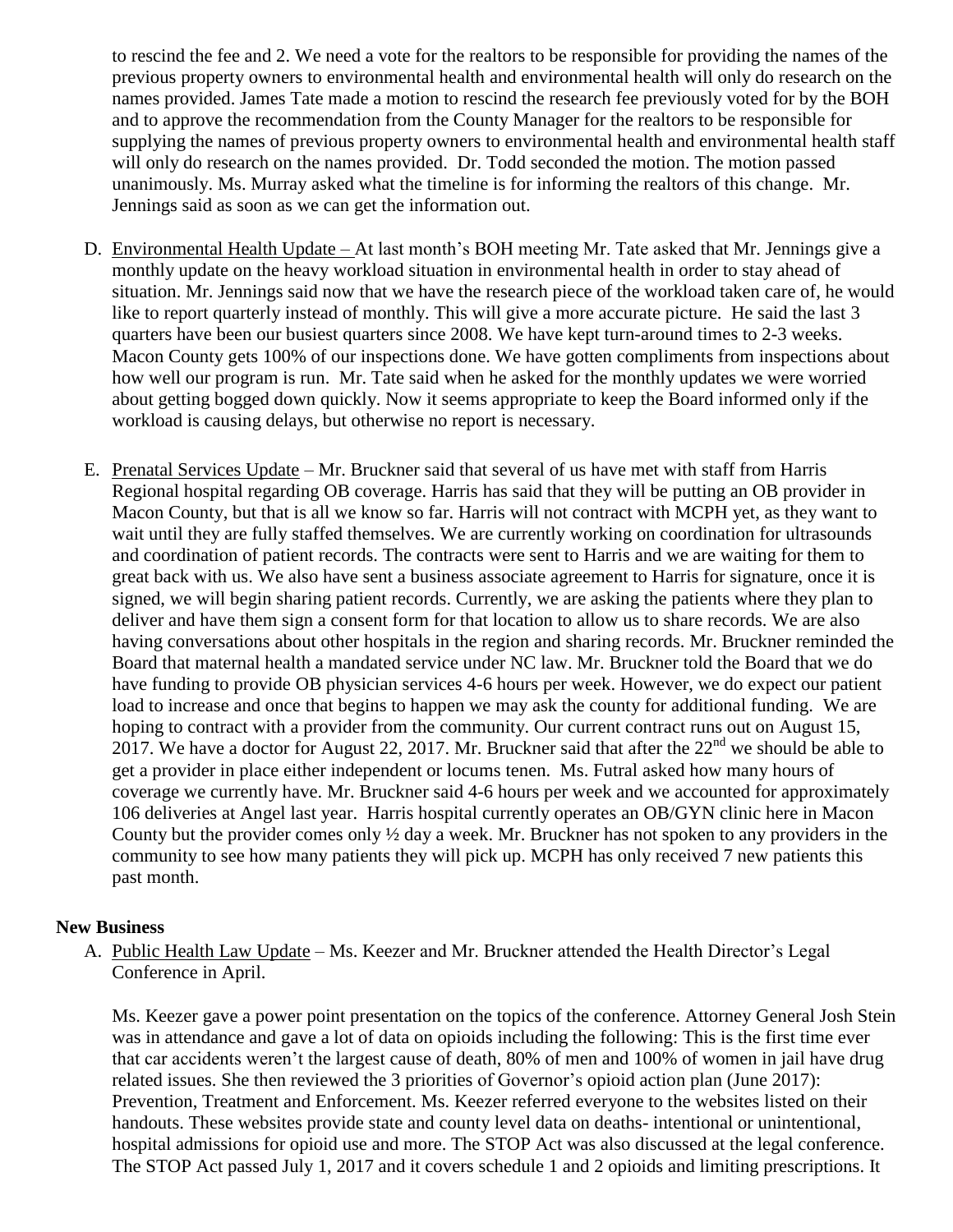to rescind the fee and 2. We need a vote for the realtors to be responsible for providing the names of the previous property owners to environmental health and environmental health will only do research on the names provided. James Tate made a motion to rescind the research fee previously voted for by the BOH and to approve the recommendation from the County Manager for the realtors to be responsible for supplying the names of previous property owners to environmental health and environmental health staff will only do research on the names provided. Dr. Todd seconded the motion. The motion passed unanimously. Ms. Murray asked what the timeline is for informing the realtors of this change. Mr. Jennings said as soon as we can get the information out.

D. Environmental Health Update – At last month's BOH meeting Mr. Tate asked that Mr. Jennings give a monthly update on the heavy workload situation in environmental health in order to stay ahead of situation. Mr. Jennings said now that we have the research piece of the workload taken care of, he would like to report quarterly instead of monthly. This will give a more accurate picture. He said the last 3 quarters have been our busiest quarters since 2008. We have kept turn-around times to 2-3 weeks. Macon County gets 100% of our inspections done. We have gotten compliments from inspections about how well our program is run. Mr. Tate said when he asked for the monthly updates we were worried about getting bogged down quickly. Now it seems appropriate to keep the Board informed only if the workload is causing delays, but otherwise no report is necessary.

E. Prenatal Services Update – Mr. Bruckner said that several of us have met with staff from Harris Regional hospital regarding OB coverage. Harris has said that they will be putting an OB provider in Macon County, but that is all we know so far. Harris will not contract with MCPH yet, as they want to wait until they are fully staffed themselves. We are currently working on coordination for ultrasounds and coordination of patient records. The contracts were sent to Harris and we are waiting for them to great back with us. We also have sent a business associate agreement to Harris for signature, once it is signed, we will begin sharing patient records. Currently, we are asking the patients where they plan to deliver and have them sign a consent form for that location to allow us to share records. We are also having conversations about other hospitals in the region and sharing records. Mr. Bruckner reminded the Board that maternal health a mandated service under NC law. Mr. Bruckner told the Board that we do have funding to provide OB physician services 4-6 hours per week. However, we do expect our patient load to increase and once that begins to happen we may ask the county for additional funding. We are hoping to contract with a provider from the community. Our current contract runs out on August 15, 2017. We have a doctor for August 22, 2017. Mr. Bruckner said that after the 22nd we should be able to get a provider in place either independent or locums tenen. Ms. Futral asked how many hours of coverage we currently have. Mr. Bruckner said 4-6 hours per week and we accounted for approximately 106 deliveries at Angel last year. Harris hospital currently operates an OB/GYN clinic here in Macon County but the provider comes only ½ day a week. Mr. Bruckner has not spoken to any providers in the community to see how many patients they will pick up. MCPH has only received 7 new patients this past month.

## New Business

A. Public Health Law Update – Ms. Keezer and Mr. Bruckner attended the Health Director's Legal Conference in April.

Ms. Keezer gave a power point presentation on the topics of the conference. Attorney General Josh Stein was in attendance and gave a lot of data on opioids including the following: This is the first time ever that car accidents weren't the largest cause of death, 80% of men and 100% of women in jail have drug related issues. She then reviewed the 3 priorities of Governor's opioid action plan (June 2017): Prevention, Treatment and Enforcement. Ms. Keezer referred everyone to the websites listed on their handouts. These websites provide state and county level data on deaths- intentional or unintentional, hospital admissions for opioid use and more. The STOP Act was also discussed at the legal conference. The STOP Act passed July 1, 2017 and it covers schedule 1 and 2 opioids and limiting prescriptions. It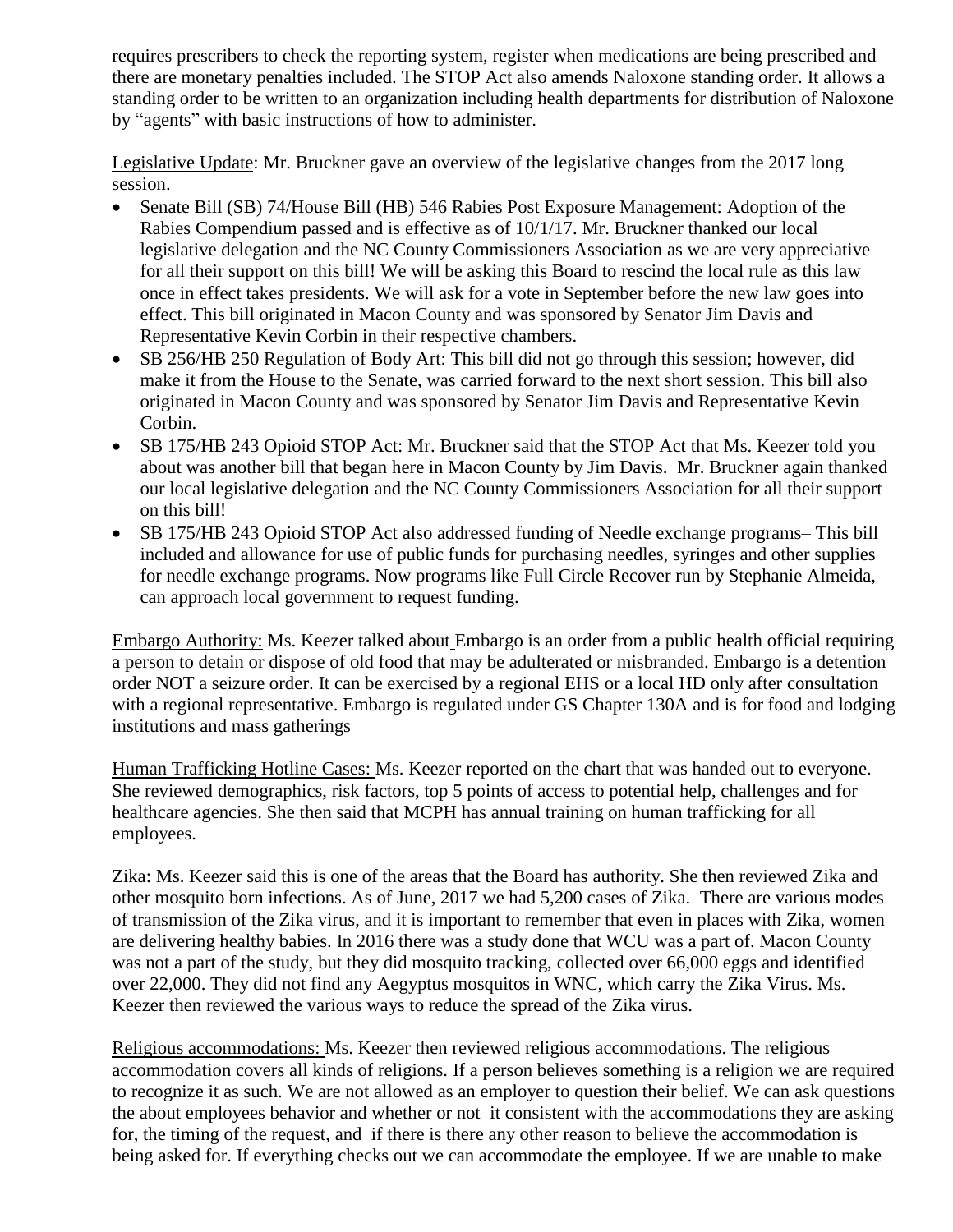requires prescribers to check the reporting system, register when medications are being prescribed and there are monetary penalties included. The STOP Act also amends Naloxone standing order. It allows a standing order to be written to an organization including health departments for distribution of Naloxone by "agents" with basic instructions of how to administer.

Legislative Update: Mr. Bruckner gave an overview of the legislative changes from the 2017 long session.

- Senate Bill (SB) 74/House Bill (HB) 546 Rabies Post Exposure Management: Adoption of the Rabies Compendium passed and is effective as of 10/1/17. Mr. Bruckner thanked our local legislative delegation and the NC County Commissioners Association as we are very appreciative for all their support on this bill! We will be asking this Board to rescind the local rule as this law once in effect takes presidents. We will ask for a vote in September before the new law goes into effect. This bill originated in Macon County and was sponsored by Senator Jim Davis and Representative Kevin Corbin in their respective chambers.
- SB 256/HB 250 Regulation of Body Art: This bill did not go through this session; however, did make it from the House to the Senate, was carried forward to the next short session. This bill also originated in Macon County and was sponsored by Senator Jim Davis and Representative Kevin Corbin.
- SB 175/HB 243 Opioid STOP Act: Mr. Bruckner said that the STOP Act that Ms. Keezer told you about was another bill that began here in Macon County by Jim Davis. Mr. Bruckner again thanked our local legislative delegation and the NC County Commissioners Association for all their support on this bill!
- SB 175/HB 243 Opioid STOP Act also addressed funding of Needle exchange programs– This bill included and allowance for use of public funds for purchasing needles, syringes and other supplies for needle exchange programs. Now programs like Full Circle Recover run by Stephanie Almeida, can approach local government to request funding.

Embargo Authority: Ms. Keezer talked about Embargo is an order from a public health official requiring a person to detain or dispose of old food that may be adulterated or misbranded. Embargo is a detention order NOT a seizure order. It can be exercised by a regional EHS or a local HD only after consultation with a regional representative. Embargo is regulated under GS Chapter 130A and is for food and lodging institutions and mass gatherings

Human Trafficking Hotline Cases: Ms. Keezer reported on the chart that was handed out to everyone. She reviewed demographics, risk factors, top 5 points of access to potential help, challenges and for healthcare agencies. She then said that MCPH has annual training on human trafficking for all employees.

Zika: Ms. Keezer said this is one of the areas that the Board has authority. She then reviewed Zika and other mosquito born infections. As of June, 2017 we had 5,200 cases of Zika. There are various modes of transmission of the Zika virus, and it is important to remember that even in places with Zika, women are delivering healthy babies. In 2016 there was a study done that WCU was a part of. Macon County was not a part of the study, but they did mosquito tracking, collected over 66,000 eggs and identified over 22,000. They did not find any Aegyptus mosquitos in WNC, which carry the Zika Virus. Ms. Keezer then reviewed the various ways to reduce the spread of the Zika virus.

Religious accommodations: Ms. Keezer then reviewed religious accommodations. The religious accommodation covers all kinds of religions. If a person believes something is a religion we are required to recognize it as such. We are not allowed as an employer to question their belief. We can ask questions the about employees behavior and whether or not it consistent with the accommodations they are asking for, the timing of the request, and if there is there any other reason to believe the accommodation is being asked for. If everything checks out we can accommodate the employee. If we are unable to make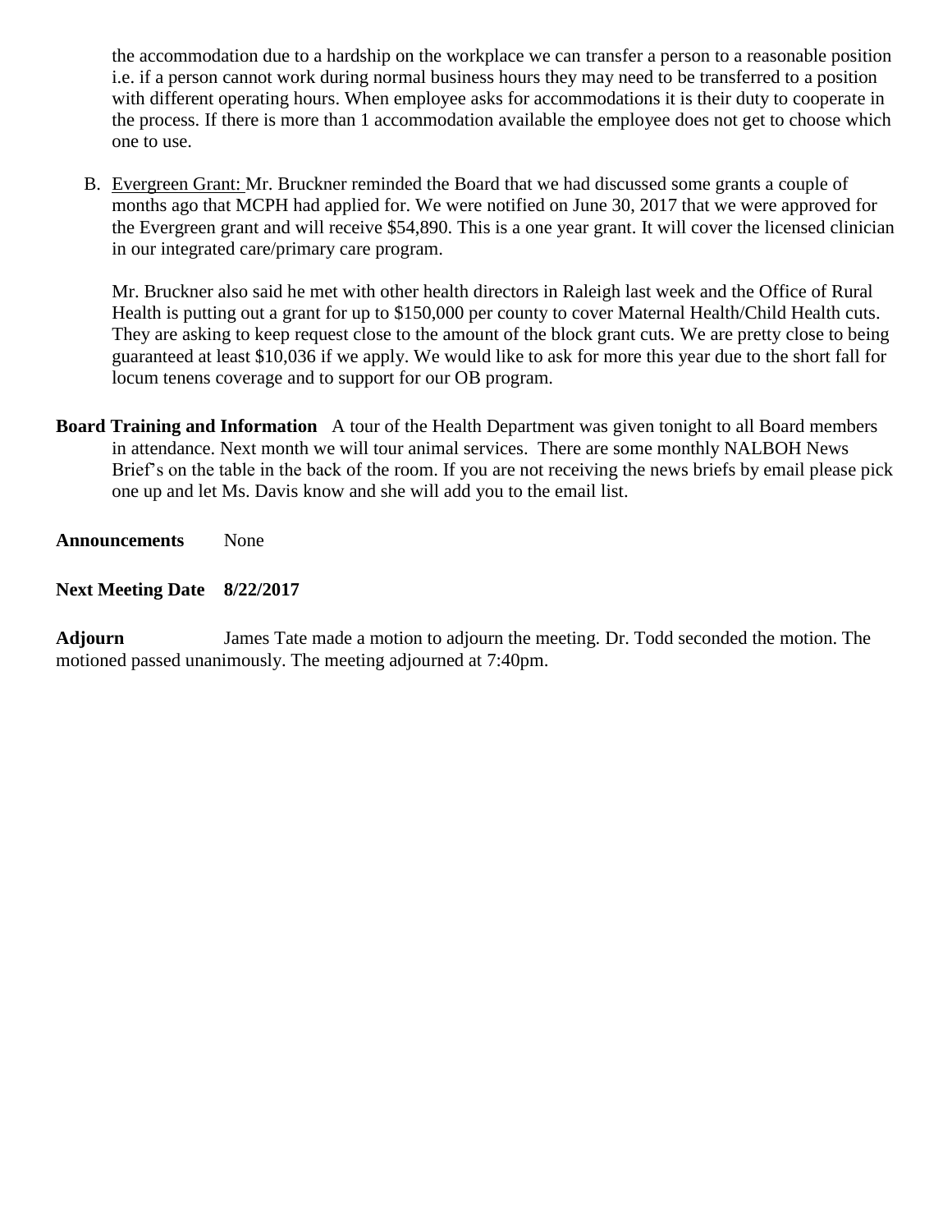the accommodation due to a hardship on the workplace we can transfer a person to a reasonable position i.e. if a person cannot work during normal business hours they may need to be transferred to a position with different operating hours. When employee asks for accommodations it is their duty to cooperate in the process. If there is more than 1 accommodation available the employee does not get to choose which one to use.

B. Evergreen Grant: Mr. Bruckner reminded the Board that we had discussed some grants a couple of months ago that MCPH had applied for. We were notified on June 30, 2017 that we were approved for the Evergreen grant and will receive $54,890. This is a one year grant. It will cover the licensed clinician in our integrated care/primary care program.

   Mr. Bruckner also said he met with other health directors in Raleigh last week and the Office of Rural Health is putting out a grant for up to $150,000 per county to cover Maternal Health/Child Health cuts. They are asking to keep request close to the amount of the block grant cuts. We are pretty close to being guaranteed at least $10,036 if we apply. We would like to ask for more this year due to the short fall for locum tenens coverage and to support for our OB program.

**Board Training and Information** A tour of the Health Department was given tonight to all Board members in attendance. Next month we will tour animal services. There are some monthly NALBOH News Brief's on the table in the back of the room. If you are not receiving the news briefs by email please pick one up and let Ms. Davis know and she will add you to the email list.

**Announcements** None

**Next Meeting Date 8/22/2017**

**Adjourn** James Tate made a motion to adjourn the meeting. Dr. Todd seconded the motion. The motioned passed unanimously. The meeting adjourned at 7:40pm.